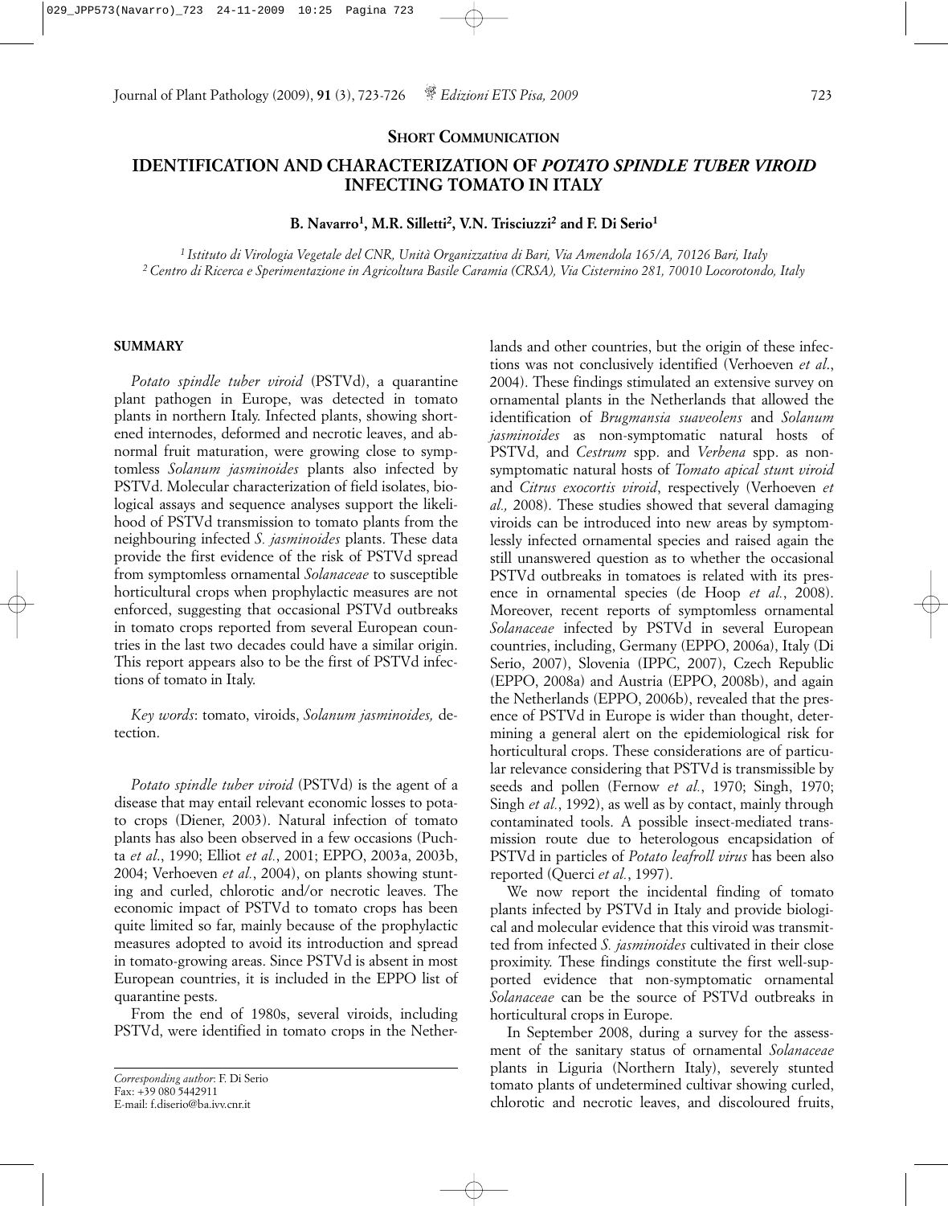SHORT COMMUNICATION

# IDENTIFICATION AND CHARACTERIZATION OF *POTATO SPINDLE TUBER VIROID* INFECTING TOMATO IN ITALY

**B. Navarro[1], M.R. Silletti[2], V.N. Trisciuzzi[2] and F. Di Serio[1]**

*[1] Istituto di Virologia Vegetale del CNR, Unità Organizzativa di Bari, Via Amendola 165/A, 70126 Bari, Italy*
*[2] Centro di Ricerca e Sperimentazione in Agricoltura Basile Caramia (CRSA), Via Cisternino 281, 70010 Locorotondo, Italy*

## SUMMARY

*Potato spindle tuber viroid* (PSTVd), a quarantine plant pathogen in Europe, was detected in tomato plants in northern Italy. Infected plants, showing shortened internodes, deformed and necrotic leaves, and abnormal fruit maturation, were growing close to symptomless *Solanum jasminoides* plants also infected by PSTVd. Molecular characterization of field isolates, biological assays and sequence analyses support the likelihood of PSTVd transmission to tomato plants from the neighbouring infected *S. jasminoides* plants. These data provide the first evidence of the risk of PSTVd spread from symptomless ornamental *Solanaceae* to susceptible horticultural crops when prophylactic measures are not enforced, suggesting that occasional PSTVd outbreaks in tomato crops reported from several European countries in the last two decades could have a similar origin. This report appears also to be the first of PSTVd infections of tomato in Italy.

*Key words*: tomato, viroids, *Solanum jasminoides,* detection.

*Potato spindle tuber viroid* (PSTVd) is the agent of a disease that may entail relevant economic losses to potato crops (Diener, 2003). Natural infection of tomato plants has also been observed in a few occasions (Puchta *et al*., 1990; Elliot *et al.*, 2001; EPPO, 2003a, 2003b, 2004; Verhoeven *et al.*, 2004), on plants showing stunting and curled, chlorotic and/or necrotic leaves. The economic impact of PSTVd to tomato crops has been quite limited so far, mainly because of the prophylactic measures adopted to avoid its introduction and spread in tomato-growing areas. Since PSTVd is absent in most European countries, it is included in the EPPO list of quarantine pests.

From the end of 1980s, several viroids, including PSTVd, were identified in tomato crops in the Netherlands and other countries, but the origin of these infections was not conclusively identified (Verhoeven *et al*., 2004). These findings stimulated an extensive survey on ornamental plants in the Netherlands that allowed the identification of *Brugmansia suaveolens* and *Solanum jasminoides* as non-symptomatic natural hosts of PSTVd, and *Cestrum* spp. and *Verbena* spp. as non-symptomatic natural hosts of *Tomato apical stunt viroid* and *Citrus exocortis viroid*, respectively (Verhoeven *et al.,* 2008). These studies showed that several damaging viroids can be introduced into new areas by symptomlessly infected ornamental species and raised again the still unanswered question as to whether the occasional PSTVd outbreaks in tomatoes is related with its presence in ornamental species (de Hoop *et al.*, 2008). Moreover, recent reports of symptomless ornamental *Solanaceae* infected by PSTVd in several European countries, including, Germany (EPPO, 2006a), Italy (Di Serio, 2007), Slovenia (IPPC, 2007), Czech Republic (EPPO, 2008a) and Austria (EPPO, 2008b), and again the Netherlands (EPPO, 2006b), revealed that the presence of PSTVd in Europe is wider than thought, determining a general alert on the epidemiological risk for horticultural crops. These considerations are of particular relevance considering that PSTVd is transmissible by seeds and pollen (Fernow *et al.*, 1970; Singh, 1970; Singh *et al.*, 1992), as well as by contact, mainly through contaminated tools. A possible insect-mediated transmission route due to heterologous encapsidation of PSTVd in particles of *Potato leafroll virus* has been also reported (Querci *et al.*, 1997).

We now report the incidental finding of tomato plants infected by PSTVd in Italy and provide biological and molecular evidence that this viroid was transmitted from infected *S. jasminoides* cultivated in their close proximity. These findings constitute the first well-supported evidence that non-symptomatic ornamental *Solanaceae* can be the source of PSTVd outbreaks in horticultural crops in Europe.

In September 2008, during a survey for the assessment of the sanitary status of ornamental *Solanaceae* plants in Liguria (Northern Italy), severely stunted tomato plants of undetermined cultivar showing curled, chlorotic and necrotic leaves, and discoloured fruits,

*Corresponding author*: F. Di Serio
Fax: +39 080 5442911
E-mail: f.diserio@ba.ivv.cnr.it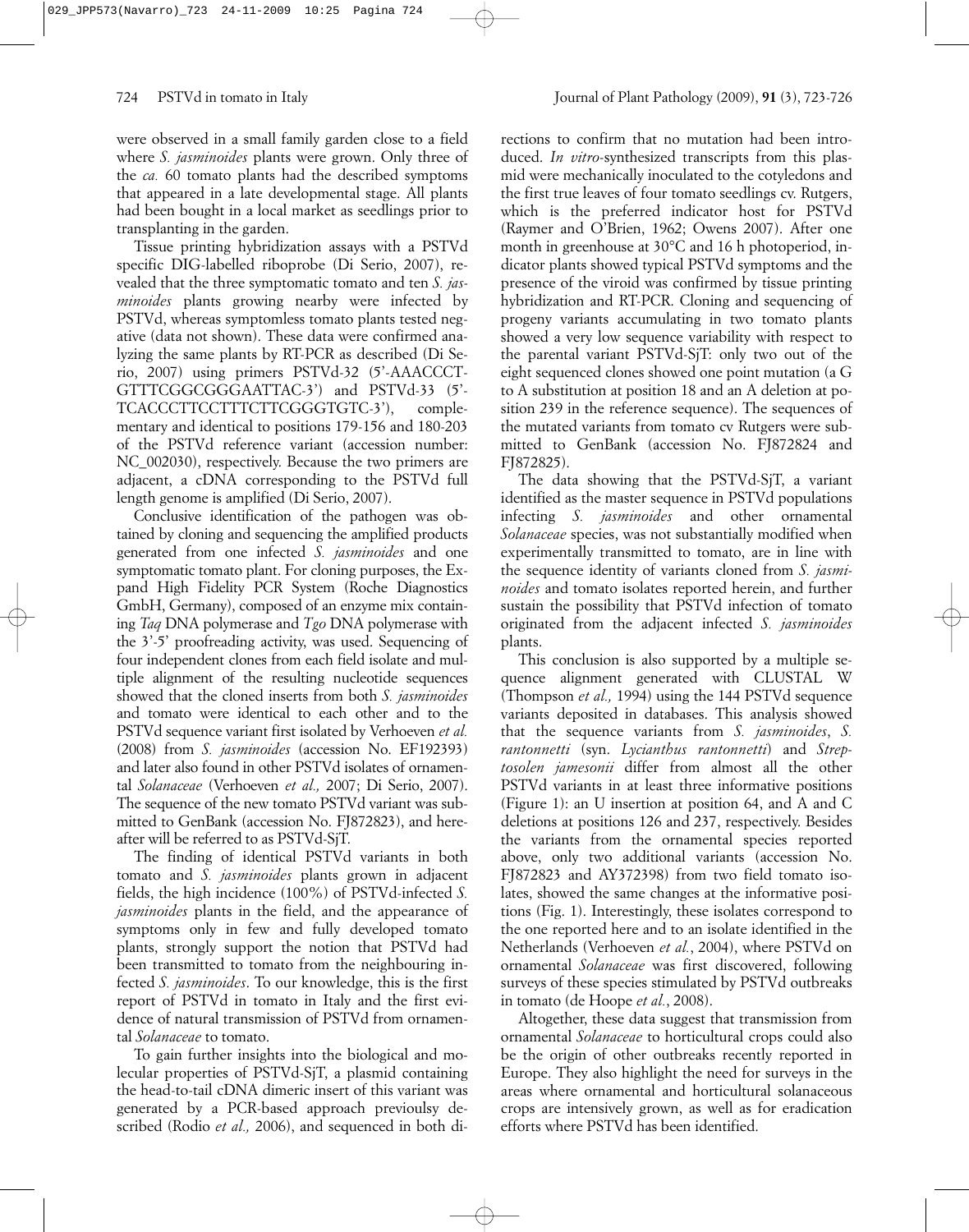were observed in a small family garden close to a field where *S. jasminoides* plants were grown. Only three of the *ca.* 60 tomato plants had the described symptoms that appeared in a late developmental stage. All plants had been bought in a local market as seedlings prior to transplanting in the garden.

Tissue printing hybridization assays with a PSTVd specific DIG-labelled riboprobe (Di Serio, 2007), revealed that the three symptomatic tomato and ten *S. jasminoides* plants growing nearby were infected by PSTVd, whereas symptomless tomato plants tested negative (data not shown). These data were confirmed analyzing the same plants by RT-PCR as described (Di Serio, 2007) using primers PSTVd-32 (5'-AAACCCTGTTTCGGCGGGAATTAC-3') and PSTVd-33 (5'-TCACCCTTCCTTTCTTCGGGTGTC-3'), complementary and identical to positions 179-156 and 180-203 of the PSTVd reference variant (accession number: NC_002030), respectively. Because the two primers are adjacent, a cDNA corresponding to the PSTVd full length genome is amplified (Di Serio, 2007).

Conclusive identification of the pathogen was obtained by cloning and sequencing the amplified products generated from one infected *S. jasminoides* and one symptomatic tomato plant. For cloning purposes, the Expand High Fidelity PCR System (Roche Diagnostics GmbH, Germany), composed of an enzyme mix containing *Taq* DNA polymerase and *Tgo* DNA polymerase with the 3'-5' proofreading activity, was used. Sequencing of four independent clones from each field isolate and multiple alignment of the resulting nucleotide sequences showed that the cloned inserts from both *S. jasminoides* and tomato were identical to each other and to the PSTVd sequence variant first isolated by Verhoeven *et al.* (2008) from *S. jasminoides* (accession No. EF192393) and later also found in other PSTVd isolates of ornamental *Solanaceae* (Verhoeven *et al.,* 2007; Di Serio, 2007). The sequence of the new tomato PSTVd variant was submitted to GenBank (accession No. FJ872823), and hereafter will be referred to as PSTVd-SjT.

The finding of identical PSTVd variants in both tomato and *S. jasminoides* plants grown in adjacent fields, the high incidence (100%) of PSTVd-infected *S. jasminoides* plants in the field, and the appearance of symptoms only in few and fully developed tomato plants, strongly support the notion that PSTVd had been transmitted to tomato from the neighbouring infected *S. jasminoides*. To our knowledge, this is the first report of PSTVd in tomato in Italy and the first evidence of natural transmission of PSTVd from ornamental *Solanaceae* to tomato.

To gain further insights into the biological and molecular properties of PSTVd-SjT, a plasmid containing the head-to-tail cDNA dimeric insert of this variant was generated by a PCR-based approach previoulsy described (Rodio *et al.,* 2006), and sequenced in both directions to confirm that no mutation had been introduced. *In vitro*-synthesized transcripts from this plasmid were mechanically inoculated to the cotyledons and the first true leaves of four tomato seedlings cv. Rutgers, which is the preferred indicator host for PSTVd (Raymer and O'Brien, 1962; Owens 2007). After one month in greenhouse at 30°C and 16 h photoperiod, indicator plants showed typical PSTVd symptoms and the presence of the viroid was confirmed by tissue printing hybridization and RT-PCR. Cloning and sequencing of progeny variants accumulating in two tomato plants showed a very low sequence variability with respect to the parental variant PSTVd-SjT: only two out of the eight sequenced clones showed one point mutation (a G to A substitution at position 18 and an A deletion at position 239 in the reference sequence). The sequences of the mutated variants from tomato cv Rutgers were submitted to GenBank (accession No. FJ872824 and FJ872825).

The data showing that the PSTVd-SjT, a variant identified as the master sequence in PSTVd populations infecting *S. jasminoides* and other ornamental *Solanaceae* species, was not substantially modified when experimentally transmitted to tomato, are in line with the sequence identity of variants cloned from *S. jasminoides* and tomato isolates reported herein, and further sustain the possibility that PSTVd infection of tomato originated from the adjacent infected *S. jasminoides* plants.

This conclusion is also supported by a multiple sequence alignment generated with CLUSTAL W (Thompson *et al.,* 1994) using the 144 PSTVd sequence variants deposited in databases. This analysis showed that the sequence variants from *S. jasminoides*, *S. rantonnetti* (syn. *Lycianthus rantonnetti*) and *Streptosolen jamesonii* differ from almost all the other PSTVd variants in at least three informative positions (Figure 1): an U insertion at position 64, and A and C deletions at positions 126 and 237, respectively. Besides the variants from the ornamental species reported above, only two additional variants (accession No. FJ872823 and AY372398) from two field tomato isolates, showed the same changes at the informative positions (Fig. 1). Interestingly, these isolates correspond to the one reported here and to an isolate identified in the Netherlands (Verhoeven *et al.*, 2004), where PSTVd on ornamental *Solanaceae* was first discovered, following surveys of these species stimulated by PSTVd outbreaks in tomato (de Hoope *et al.*, 2008).

Altogether, these data suggest that transmission from ornamental *Solanaceae* to horticultural crops could also be the origin of other outbreaks recently reported in Europe. They also highlight the need for surveys in the areas where ornamental and horticultural solanaceous crops are intensively grown, as well as for eradication efforts where PSTVd has been identified.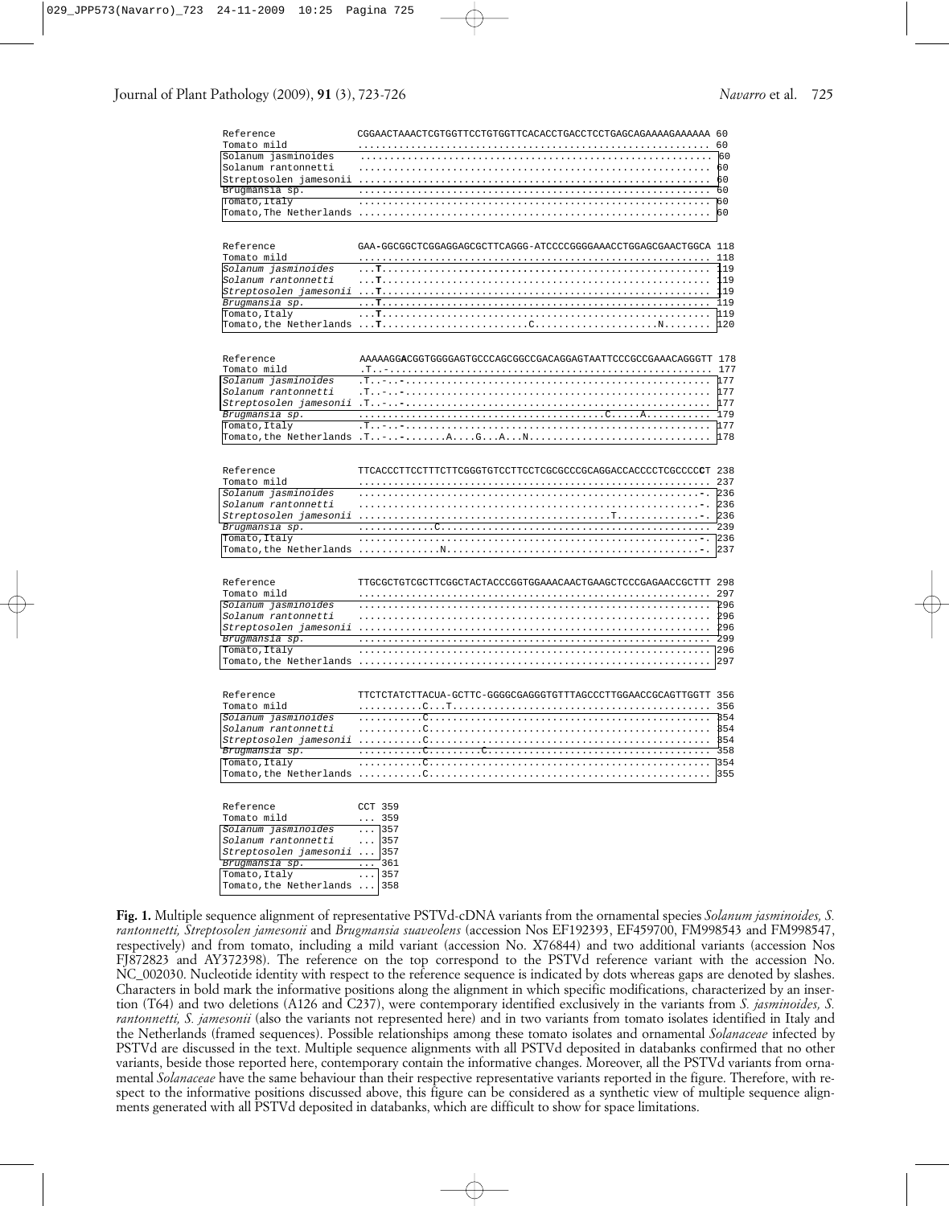```
Reference              CGGAACTAAACTCGTGGTTCCTGTGGTTCACACCTGACCTCCTGAGCAGAAAAGAAAAAA 60
Tomato mild            ............................................................ 60
Solanum jasminoides    ............................................................ 60
Solanum rantonnetti    ............................................................ 60
Streptosolen jamesonii ............................................................ 60
Brugmansia sp.         ............................................................ 60
Tomato,Italy           ............................................................ 60
Tomato,The Netherlands ............................................................ 60

Reference              GAA-GGCGGCTCGGAGGAGCGCTTCAGGG-ATCCCCGGGGAAACCTGGAGCGAACTGGCA 118
Tomato mild            ............................................................ 118
Solanum jasminoides    ...T........................................................ 119
Solanum rantonnetti    ...T........................................................ 119
Streptosolen jamesonii ...T........................................................ 119
Brugmansia sp.         ...T........................................................ 119
Tomato,Italy           ...T........................................................ 119
Tomato,the Netherlands ...T.........................C.....................N........ 120

Reference              AAAAAGGACGGTGGGGAGTGCCCAGCGGCCGACAGGAGTAATTCCCGCCGAAACAGGGTT 178
Tomato mild            .T..-....................................................... 177
Solanum jasminoides    .T..-..-.................................................... 177
Solanum rantonnetti    .T..-..-.................................................... 177
Streptosolen jamesonii .T..-..-.................................................... 177
Brugmansia sp.         ......................................C.....A............... 179
Tomato,Italy           .T..-..-.................................................... 177
Tomato,the Netherlands .T..-..-.......A....G...A...N................................ 178

Reference              TTCACCCTTCCTTTCTTCGGGTGTCCTTCCTCGCGCCCGCAGGACCACCCCTCGCCCCCT 238
Tomato mild            ............................................................ 237
Solanum jasminoides    ..........................................................-. 236
Solanum rantonnetti    ..........................................................-. 236
Streptosolen jamesonii ........................................T.................-. 236
Brugmansia sp.         .............C.............................................. 239
Tomato,Italy           ..........................................................-. 236
Tomato,the Netherlands ..............N...........................................-. 237

Reference              TTGCGCTGTCGCTTCGGCTACTACCCGGTGGAAACAACTGAAGCTCCCGAGAACCGCTTT 298
Tomato mild            ............................................................ 297
Solanum jasminoides    ............................................................ 296
Solanum rantonnetti    ............................................................ 296
Streptosolen jamesonii ............................................................ 296
Brugmansia sp.         ............................................................ 299
Tomato,Italy           ............................................................ 296
Tomato,the Netherlands ............................................................ 297

Reference              TTCTCTATCTTACUA-GCTTC-GGGGCGAGGGTGTTTAGCCCTTGGAACCGCAGTTGGTT 356
Tomato mild            ...........C...T............................................ 356
Solanum jasminoides    ...........C................................................ 354
Solanum rantonnetti    ...........C................................................ 354
Streptosolen jamesonii ...........C................................................ 354
Brugmansia sp.         ...........C.........C...................................... 358
Tomato,Italy           ...........C................................................ 354
Tomato,the Netherlands ...........C................................................ 355

Reference              CCT 359
Tomato mild            ... 359
Solanum jasminoides    ... 357
Solanum rantonnetti    ... 357
Streptosolen jamesonii ... 357
Brugmansia sp.         ... 361
Tomato,Italy           ... 357
Tomato,the Netherlands ... 358
```

**Fig. 1.** Multiple sequence alignment of representative PSTVd-cDNA variants from the ornamental species *Solanum jasminoides, S. rantonnetti, Streptosolen jamesonii* and *Brugmansia suaveolens* (accession Nos EF192393, EF459700, FM998543 and FM998547, respectively) and from tomato, including a mild variant (accession No. X76844) and two additional variants (accession Nos FJ872823 and AY372398). The reference on the top correspond to the PSTVd reference variant with the accession No. NC_002030. Nucleotide identity with respect to the reference sequence is indicated by dots whereas gaps are denoted by slashes. Characters in bold mark the informative positions along the alignment in which specific modifications, characterized by an insertion (T64) and two deletions (A126 and C237), were contemporary identified exclusively in the variants from *S. jasminoides, S. rantonnetti, S. jamesonii* (also the variants not represented here) and in two variants from tomato isolates identified in Italy and the Netherlands (framed sequences). Possible relationships among these tomato isolates and ornamental *Solanaceae* infected by PSTVd are discussed in the text. Multiple sequence alignments with all PSTVd deposited in databanks confirmed that no other variants, beside those reported here, contemporary contain the informative changes. Moreover, all the PSTVd variants from ornamental *Solanaceae* have the same behaviour than their respective representative variants reported in the figure. Therefore, with respect to the informative positions discussed above, this figure can be considered as a synthetic view of multiple sequence alignments generated with all PSTVd deposited in databanks, which are difficult to show for space limitations.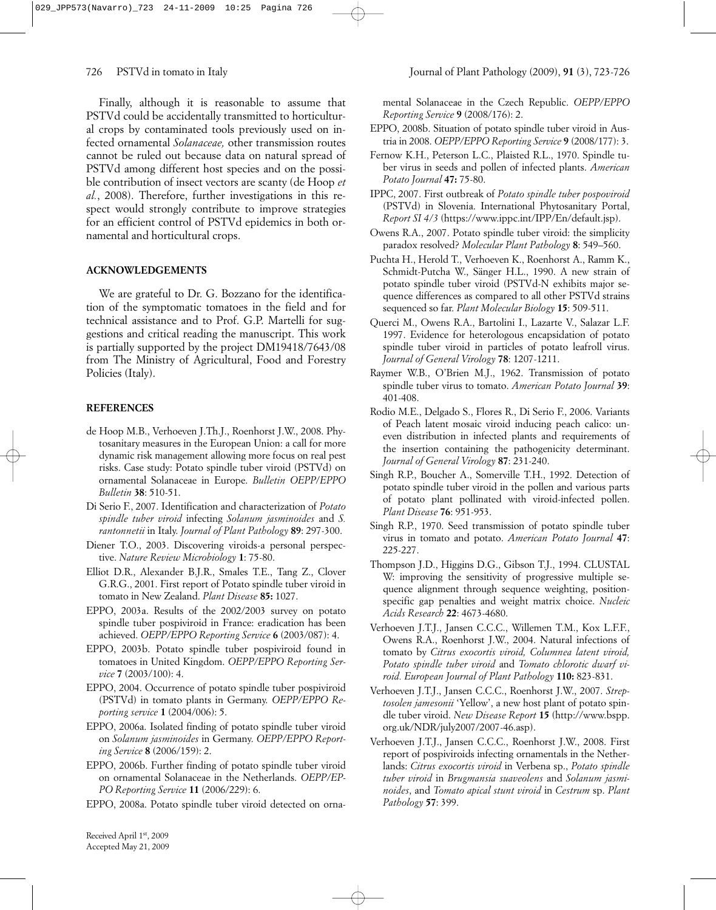Finally, although it is reasonable to assume that PSTVd could be accidentally transmitted to horticultural crops by contaminated tools previously used on infected ornamental *Solanaceae,* other transmission routes cannot be ruled out because data on natural spread of PSTVd among different host species and on the possible contribution of insect vectors are scanty (de Hoop *et al.*, 2008). Therefore, further investigations in this respect would strongly contribute to improve strategies for an efficient control of PSTVd epidemics in both ornamental and horticultural crops.

## ACKNOWLEDGEMENTS

We are grateful to Dr. G. Bozzano for the identification of the symptomatic tomatoes in the field and for technical assistance and to Prof. G.P. Martelli for suggestions and critical reading the manuscript. This work is partially supported by the project DM19418/7643/08 from The Ministry of Agricultural, Food and Forestry Policies (Italy).

## REFERENCES

de Hoop M.B., Verhoeven J.Th.J., Roenhorst J.W., 2008. Phytosanitary measures in the European Union: a call for more dynamic risk management allowing more focus on real pest risks. Case study: Potato spindle tuber viroid (PSTVd) on ornamental Solanaceae in Europe. *Bulletin OEPP/EPPO Bulletin* **38**: 510-51.

Di Serio F., 2007. Identification and characterization of *Potato spindle tuber viroid* infecting *Solanum jasminoides* and *S. rantonnetii* in Italy. *Journal of Plant Pathology* **89**: 297-300.

Diener T.O., 2003. Discovering viroids-a personal perspective. *Nature Review Microbiology* **1**: 75-80.

Elliot D.R., Alexander B.J.R., Smales T.E., Tang Z., Clover G.R.G., 2001. First report of Potato spindle tuber viroid in tomato in New Zealand. *Plant Disease* **85:** 1027.

EPPO, 2003a. Results of the 2002/2003 survey on potato spindle tuber pospiviroid in France: eradication has been achieved. *OEPP/EPPO Reporting Service* **6** (2003/087): 4.

EPPO, 2003b. Potato spindle tuber pospiviroid found in tomatoes in United Kingdom. *OEPP/EPPO Reporting Service* **7** (2003/100): 4.

EPPO, 2004. Occurrence of potato spindle tuber pospiviroid (PSTVd) in tomato plants in Germany. *OEPP/EPPO Reporting service* **1** (2004/006): 5.

EPPO, 2006a. Isolated finding of potato spindle tuber viroid on *Solanum jasminoides* in Germany. *OEPP/EPPO Reporting Service* **8** (2006/159): 2.

EPPO, 2006b. Further finding of potato spindle tuber viroid on ornamental Solanaceae in the Netherlands. *OEPP/EPPO Reporting Service* **11** (2006/229): 6.

EPPO, 2008a. Potato spindle tuber viroid detected on ornamental Solanaceae in the Czech Republic. *OEPP/EPPO Reporting Service* **9** (2008/176): 2.

EPPO, 2008b. Situation of potato spindle tuber viroid in Austria in 2008. *OEPP/EPPO Reporting Service* **9** (2008/177): 3.

Fernow K.H., Peterson L.C., Plaisted R.L., 1970. Spindle tuber virus in seeds and pollen of infected plants. *American Potato Journal* **47:** 75-80.

IPPC, 2007. First outbreak of *Potato spindle tuber pospoviroid* (PSTVd) in Slovenia. International Phytosanitary Portal, *Report SI 4/3* (https://www.ippc.int/IPP/En/default.jsp).

Owens R.A., 2007. Potato spindle tuber viroid: the simplicity paradox resolved? *Molecular Plant Pathology* **8**: 549–560.

Puchta H., Herold T., Verhoeven K., Roenhorst A., Ramm K., Schmidt-Putcha W., Sänger H.L., 1990. A new strain of potato spindle tuber viroid (PSTVd-N exhibits major sequence differences as compared to all other PSTVd strains sequenced so far. *Plant Molecular Biology* **15**: 509-511.

Querci M., Owens R.A., Bartolini I., Lazarte V., Salazar L.F. 1997. Evidence for heterologous encapsidation of potato spindle tuber viroid in particles of potato leafroll virus. *Journal of General Virology* **78**: 1207-1211.

Raymer W.B., O'Brien M.J., 1962. Transmission of potato spindle tuber virus to tomato. *American Potato Journal* **39**: 401-408.

Rodio M.E., Delgado S., Flores R., Di Serio F., 2006. Variants of Peach latent mosaic viroid inducing peach calico: uneven distribution in infected plants and requirements of the insertion containing the pathogenicity determinant. *Journal of General Virology* **87**: 231-240.

Singh R.P., Boucher A., Somerville T.H., 1992. Detection of potato spindle tuber viroid in the pollen and various parts of potato plant pollinated with viroid-infected pollen. *Plant Disease* **76**: 951-953.

Singh R.P., 1970. Seed transmission of potato spindle tuber virus in tomato and potato. *American Potato Journal* **47**: 225-227.

Thompson J.D., Higgins D.G., Gibson T.J., 1994. CLUSTAL W: improving the sensitivity of progressive multiple sequence alignment through sequence weighting, position-specific gap penalties and weight matrix choice. *Nucleic Acids Research* **22**: 4673-4680.

Verhoeven J.T.J., Jansen C.C.C., Willemen T.M., Kox L.F.F., Owens R.A., Roenhorst J.W., 2004. Natural infections of tomato by *Citrus exocortis viroid, Columnea latent viroid, Potato spindle tuber viroid* and *Tomato chlorotic dwarf viroid. European Journal of Plant Pathology* **110:** 823-831.

Verhoeven J.T.J., Jansen C.C.C., Roenhorst J.W., 2007. *Streptosolen jamesonii* 'Yellow', a new host plant of potato spindle tuber viroid. *New Disease Report* **15** (http://www.bspp.org.uk/NDR/july2007/2007-46.asp).

Verhoeven J.T.J., Jansen C.C.C., Roenhorst J.W., 2008. First report of pospiviroids infecting ornamentals in the Netherlands: *Citrus exocortis viroid* in Verbena sp., *Potato spindle tuber viroid* in *Brugmansia suaveolens* and *Solanum jasminoides*, and *Tomato apical stunt viroid* in *Cestrum* sp. *Plant Pathology* **57**: 399.

Received April 1st, 2009
Accepted May 21, 2009